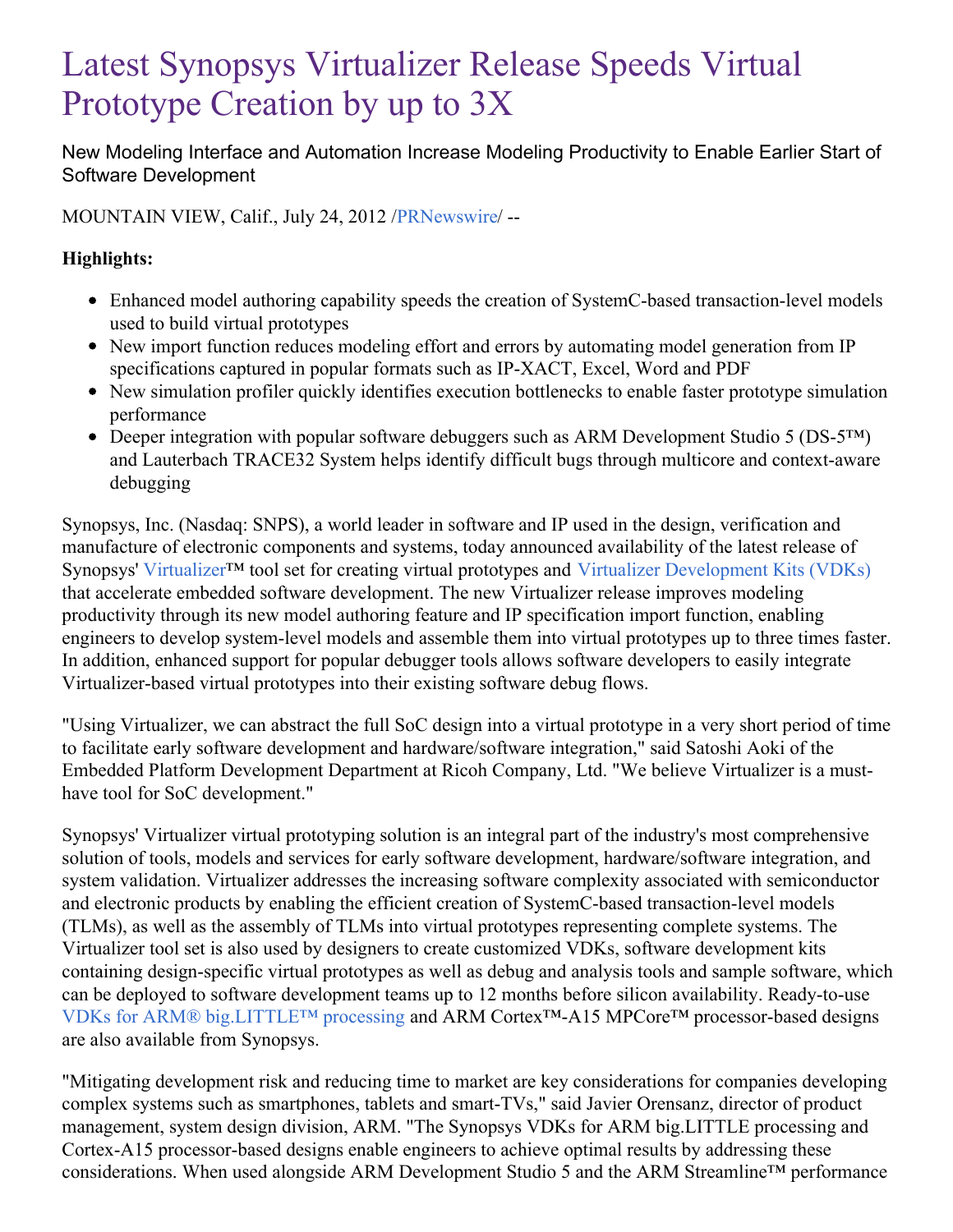# Latest Synopsys Virtualizer Release Speeds Virtual Prototype Creation by up to 3X

New Modeling Interface and Automation Increase Modeling Productivity to Enable Earlier Start of Software Development

MOUNTAIN VIEW, Calif., July 24, 2012 /PRNewswire/ --

**Highlights:**

- Enhanced model authoring capability speeds the creation of SystemC-based transaction-level models used to build virtual prototypes
- New import function reduces modeling effort and errors by automating model generation from IP specifications captured in popular formats such as IP-XACT, Excel, Word and PDF
- New simulation profiler quickly identifies execution bottlenecks to enable faster prototype simulation performance
- Deeper integration with popular software debuggers such as ARM Development Studio 5 (DS-5™) and Lauterbach TRACE32 System helps identify difficult bugs through multicore and context-aware debugging

Synopsys, Inc. (Nasdaq: SNPS), a world leader in software and IP used in the design, verification and manufacture of electronic components and systems, today announced availability of the latest release of Synopsys' Virtualizer™ tool set for creating virtual prototypes and Virtualizer Development Kits (VDKs) that accelerate embedded software development. The new Virtualizer release improves modeling productivity through its new model authoring feature and IP specification import function, enabling engineers to develop system-level models and assemble them into virtual prototypes up to three times faster. In addition, enhanced support for popular debugger tools allows software developers to easily integrate Virtualizer-based virtual prototypes into their existing software debug flows.

"Using Virtualizer, we can abstract the full SoC design into a virtual prototype in a very short period of time to facilitate early software development and hardware/software integration," said Satoshi Aoki of the Embedded Platform Development Department at Ricoh Company, Ltd. "We believe Virtualizer is a must-have tool for SoC development."

Synopsys' Virtualizer virtual prototyping solution is an integral part of the industry's most comprehensive solution of tools, models and services for early software development, hardware/software integration, and system validation. Virtualizer addresses the increasing software complexity associated with semiconductor and electronic products by enabling the efficient creation of SystemC-based transaction-level models (TLMs), as well as the assembly of TLMs into virtual prototypes representing complete systems. The Virtualizer tool set is also used by designers to create customized VDKs, software development kits containing design-specific virtual prototypes as well as debug and analysis tools and sample software, which can be deployed to software development teams up to 12 months before silicon availability. Ready-to-use VDKs for ARM® big.LITTLE™ processing and ARM Cortex™-A15 MPCore™ processor-based designs are also available from Synopsys.

"Mitigating development risk and reducing time to market are key considerations for companies developing complex systems such as smartphones, tablets and smart-TVs," said Javier Orensanz, director of product management, system design division, ARM. "The Synopsys VDKs for ARM big.LITTLE processing and Cortex-A15 processor-based designs enable engineers to achieve optimal results by addressing these considerations. When used alongside ARM Development Studio 5 and the ARM Streamline™ performance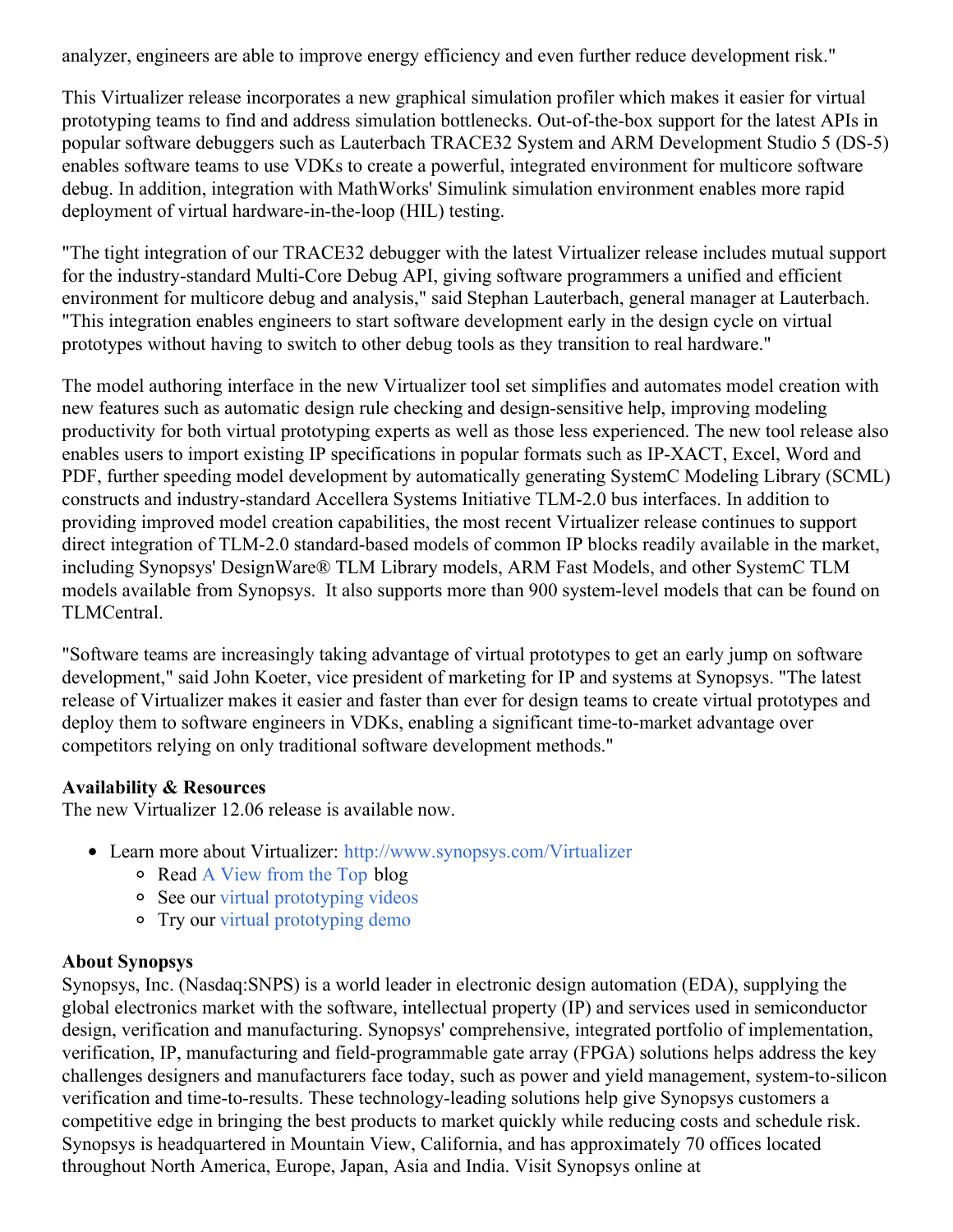analyzer, engineers are able to improve energy efficiency and even further reduce development risk."

This Virtualizer release incorporates a new graphical simulation profiler which makes it easier for virtual prototyping teams to find and address simulation bottlenecks. Out-of-the-box support for the latest APIs in popular software debuggers such as Lauterbach TRACE32 System and ARM Development Studio 5 (DS-5) enables software teams to use VDKs to create a powerful, integrated environment for multicore software debug. In addition, integration with MathWorks' Simulink simulation environment enables more rapid deployment of virtual hardware-in-the-loop (HIL) testing.

"The tight integration of our TRACE32 debugger with the latest Virtualizer release includes mutual support for the industry-standard Multi-Core Debug API, giving software programmers a unified and efficient environment for multicore debug and analysis," said Stephan Lauterbach, general manager at Lauterbach. "This integration enables engineers to start software development early in the design cycle on virtual prototypes without having to switch to other debug tools as they transition to real hardware."

The model authoring interface in the new Virtualizer tool set simplifies and automates model creation with new features such as automatic design rule checking and design-sensitive help, improving modeling productivity for both virtual prototyping experts as well as those less experienced. The new tool release also enables users to import existing IP specifications in popular formats such as IP-XACT, Excel, Word and PDF, further speeding model development by automatically generating SystemC Modeling Library (SCML) constructs and industry-standard Accellera Systems Initiative TLM-2.0 bus interfaces. In addition to providing improved model creation capabilities, the most recent Virtualizer release continues to support direct integration of TLM-2.0 standard-based models of common IP blocks readily available in the market, including Synopsys' DesignWare® TLM Library models, ARM Fast Models, and other SystemC TLM models available from Synopsys. It also supports more than 900 system-level models that can be found on TLMCentral.

"Software teams are increasingly taking advantage of virtual prototypes to get an early jump on software development," said John Koeter, vice president of marketing for IP and systems at Synopsys. "The latest release of Virtualizer makes it easier and faster than ever for design teams to create virtual prototypes and deploy them to software engineers in VDKs, enabling a significant time-to-market advantage over competitors relying on only traditional software development methods."

**Availability & Resources**
The new Virtualizer 12.06 release is available now.

- Learn more about Virtualizer: http://www.synopsys.com/Virtualizer
    - Read A View from the Top blog
    - See our virtual prototyping videos
    - Try our virtual prototyping demo

**About Synopsys**
Synopsys, Inc. (Nasdaq:SNPS) is a world leader in electronic design automation (EDA), supplying the global electronics market with the software, intellectual property (IP) and services used in semiconductor design, verification and manufacturing. Synopsys' comprehensive, integrated portfolio of implementation, verification, IP, manufacturing and field-programmable gate array (FPGA) solutions helps address the key challenges designers and manufacturers face today, such as power and yield management, system-to-silicon verification and time-to-results. These technology-leading solutions help give Synopsys customers a competitive edge in bringing the best products to market quickly while reducing costs and schedule risk. Synopsys is headquartered in Mountain View, California, and has approximately 70 offices located throughout North America, Europe, Japan, Asia and India. Visit Synopsys online at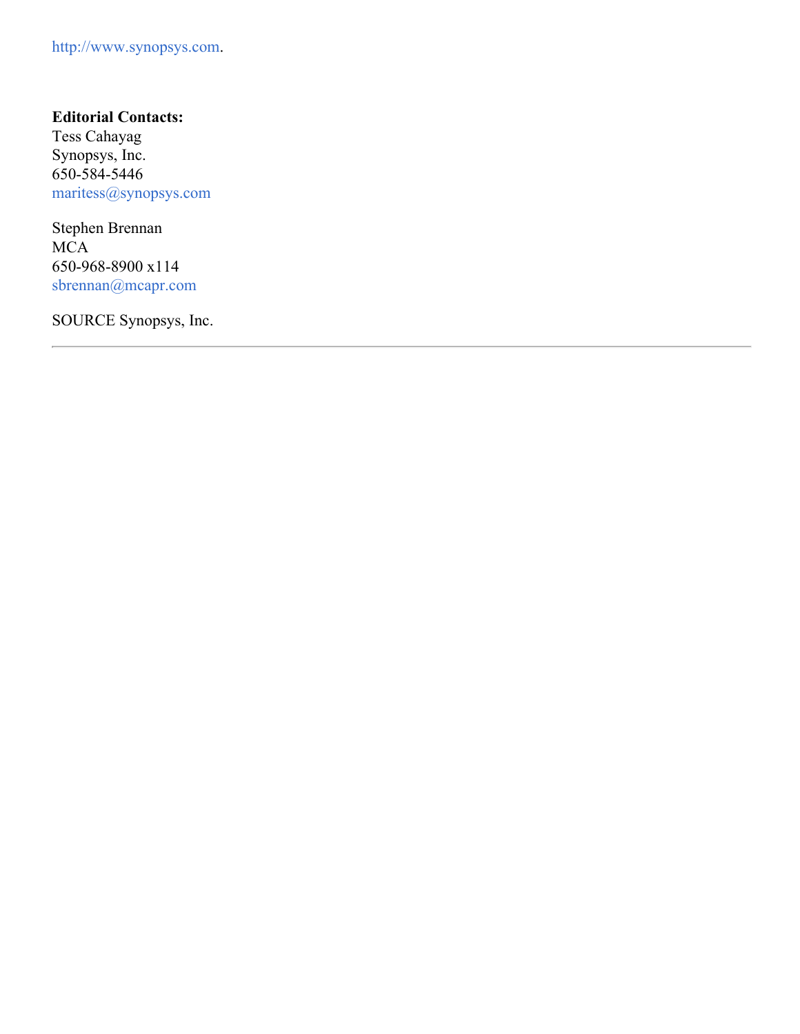http://www.synopsys.com.

**Editorial Contacts:**
Tess Cahayag
Synopsys, Inc.
650-584-5446
maritess@synopsys.com

Stephen Brennan
MCA
650-968-8900 x114
sbrennan@mcapr.com

SOURCE Synopsys, Inc.

---